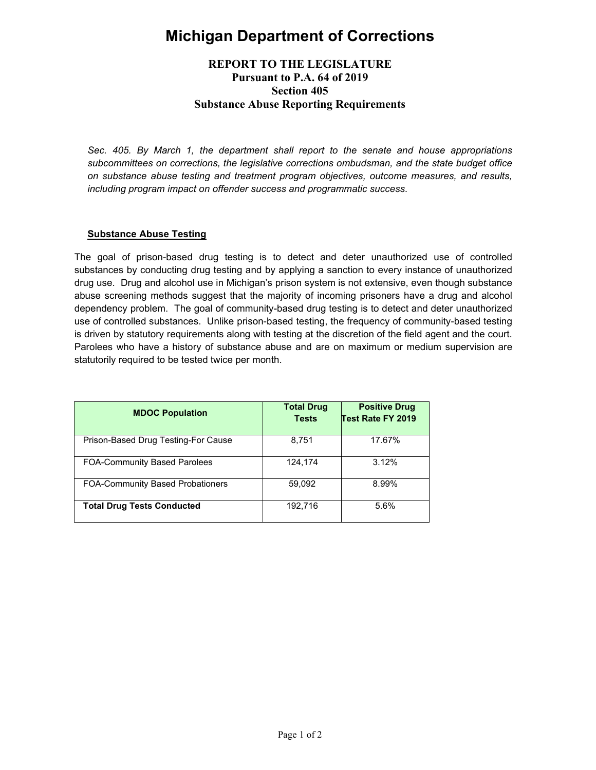# Michigan Department of Corrections

## REPORT TO THE LEGISLATURE
## Pursuant to P.A. 64 of 2019
## Section 405
## Substance Abuse Reporting Requirements

*Sec. 405. By March 1, the department shall report to the senate and house appropriations subcommittees on corrections, the legislative corrections ombudsman, and the state budget office on substance abuse testing and treatment program objectives, outcome measures, and results, including program impact on offender success and programmatic success.*

### Substance Abuse Testing

The goal of prison-based drug testing is to detect and deter unauthorized use of controlled substances by conducting drug testing and by applying a sanction to every instance of unauthorized drug use. Drug and alcohol use in Michigan's prison system is not extensive, even though substance abuse screening methods suggest that the majority of incoming prisoners have a drug and alcohol dependency problem. The goal of community-based drug testing is to detect and deter unauthorized use of controlled substances. Unlike prison-based testing, the frequency of community-based testing is driven by statutory requirements along with testing at the discretion of the field agent and the court. Parolees who have a history of substance abuse and are on maximum or medium supervision are statutorily required to be tested twice per month.

| MDOC Population | Total Drug Tests | Positive Drug Test Rate FY 2019 |
|---|---|---|
| Prison-Based Drug Testing-For Cause | 8,751 | 17.67% |
| FOA-Community Based Parolees | 124,174 | 3.12% |
| FOA-Community Based Probationers | 59,092 | 8.99% |
| **Total Drug Tests Conducted** | 192,716 | 5.6% |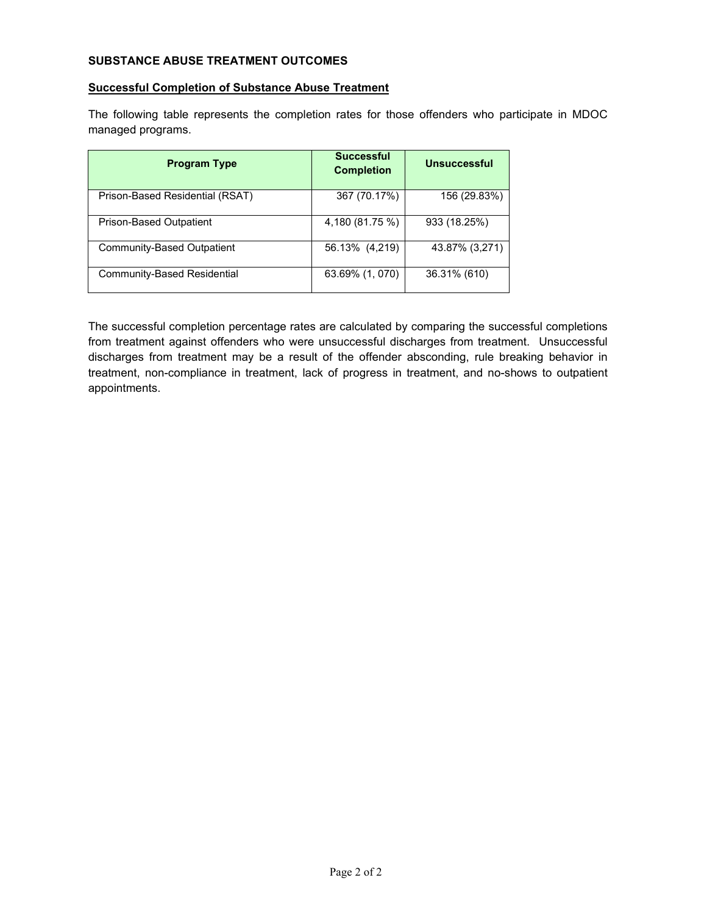## SUBSTANCE ABUSE TREATMENT OUTCOMES

### Successful Completion of Substance Abuse Treatment

The following table represents the completion rates for those offenders who participate in MDOC managed programs.

| Program Type | Successful Completion | Unsuccessful |
|---|---|---|
| Prison-Based Residential (RSAT) | 367 (70.17%) | 156 (29.83%) |
| Prison-Based Outpatient | 4,180 (81.75 %) | 933 (18.25%) |
| Community-Based Outpatient | 56.13% (4,219) | 43.87% (3,271) |
| Community-Based Residential | 63.69% (1, 070) | 36.31% (610) |

The successful completion percentage rates are calculated by comparing the successful completions from treatment against offenders who were unsuccessful discharges from treatment. Unsuccessful discharges from treatment may be a result of the offender absconding, rule breaking behavior in treatment, non-compliance in treatment, lack of progress in treatment, and no-shows to outpatient appointments.